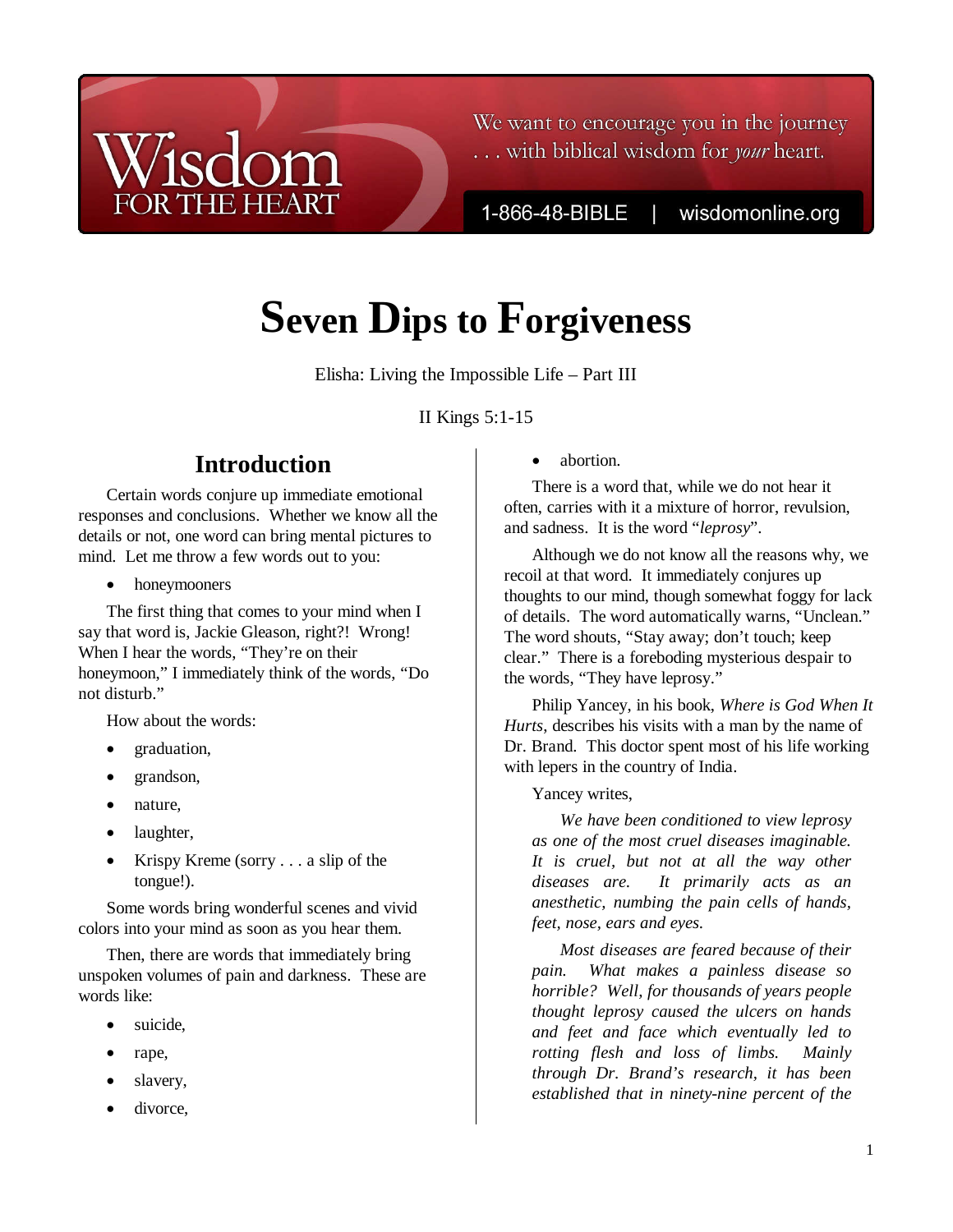We want to encourage you in the journey . . . with biblical wisdom for *your* heart.

Wisdom FOR THE HEART

1-866-48-BIBLE | wisdomonline.org

# Seven Dips to Forgiveness

Elisha: Living the Impossible Life – Part III

II Kings 5:1-15

## Introduction

Certain words conjure up immediate emotional responses and conclusions. Whether we know all the details or not, one word can bring mental pictures to mind. Let me throw a few words out to you:

- honeymooners

The first thing that comes to your mind when I say that word is, Jackie Gleason, right?! Wrong! When I hear the words, "They're on their honeymoon," I immediately think of the words, "Do not disturb."

How about the words:

- graduation,
- grandson,
- nature,
- laughter,
- Krispy Kreme (sorry . . . a slip of the tongue!).

Some words bring wonderful scenes and vivid colors into your mind as soon as you hear them.

Then, there are words that immediately bring unspoken volumes of pain and darkness. These are words like:

- suicide,
- rape,
- slavery,
- divorce,
- abortion.

There is a word that, while we do not hear it often, carries with it a mixture of horror, revulsion, and sadness. It is the word "*leprosy*".

Although we do not know all the reasons why, we recoil at that word. It immediately conjures up thoughts to our mind, though somewhat foggy for lack of details. The word automatically warns, "Unclean." The word shouts, "Stay away; don't touch; keep clear." There is a foreboding mysterious despair to the words, "They have leprosy."

Philip Yancey, in his book, *Where is God When It Hurts*, describes his visits with a man by the name of Dr. Brand. This doctor spent most of his life working with lepers in the country of India.

Yancey writes,

> *We have been conditioned to view leprosy as one of the most cruel diseases imaginable. It is cruel, but not at all the way other diseases are. It primarily acts as an anesthetic, numbing the pain cells of hands, feet, nose, ears and eyes.*
>
> *Most diseases are feared because of their pain. What makes a painless disease so horrible? Well, for thousands of years people thought leprosy caused the ulcers on hands and feet and face which eventually led to rotting flesh and loss of limbs. Mainly through Dr. Brand's research, it has been established that in ninety-nine percent of the*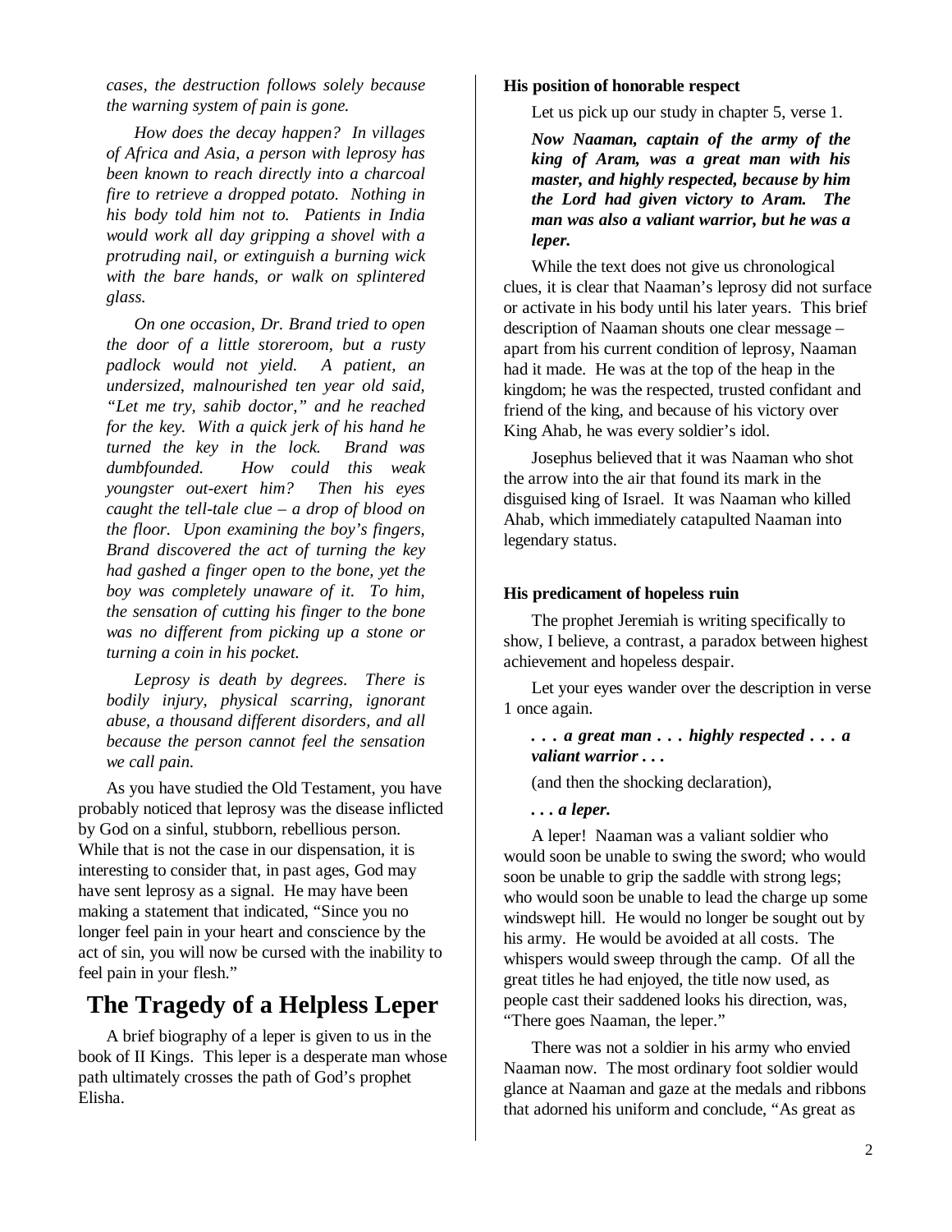*cases, the destruction follows solely because the warning system of pain is gone.*

*How does the decay happen? In villages of Africa and Asia, a person with leprosy has been known to reach directly into a charcoal fire to retrieve a dropped potato. Nothing in his body told him not to. Patients in India would work all day gripping a shovel with a protruding nail, or extinguish a burning wick with the bare hands, or walk on splintered glass.*

*On one occasion, Dr. Brand tried to open the door of a little storeroom, but a rusty padlock would not yield. A patient, an undersized, malnourished ten year old said, "Let me try, sahib doctor," and he reached for the key. With a quick jerk of his hand he turned the key in the lock. Brand was dumbfounded. How could this weak youngster out-exert him? Then his eyes caught the tell-tale clue – a drop of blood on the floor. Upon examining the boy's fingers, Brand discovered the act of turning the key had gashed a finger open to the bone, yet the boy was completely unaware of it. To him, the sensation of cutting his finger to the bone was no different from picking up a stone or turning a coin in his pocket.*

*Leprosy is death by degrees. There is bodily injury, physical scarring, ignorant abuse, a thousand different disorders, and all because the person cannot feel the sensation we call pain.*

As you have studied the Old Testament, you have probably noticed that leprosy was the disease inflicted by God on a sinful, stubborn, rebellious person. While that is not the case in our dispensation, it is interesting to consider that, in past ages, God may have sent leprosy as a signal. He may have been making a statement that indicated, "Since you no longer feel pain in your heart and conscience by the act of sin, you will now be cursed with the inability to feel pain in your flesh."

## The Tragedy of a Helpless Leper

A brief biography of a leper is given to us in the book of II Kings. This leper is a desperate man whose path ultimately crosses the path of God's prophet Elisha.

**His position of honorable respect**

Let us pick up our study in chapter 5, verse 1.

***Now Naaman, captain of the army of the king of Aram, was a great man with his master, and highly respected, because by him the Lord had given victory to Aram. The man was also a valiant warrior, but he was a leper.***

While the text does not give us chronological clues, it is clear that Naaman's leprosy did not surface or activate in his body until his later years. This brief description of Naaman shouts one clear message – apart from his current condition of leprosy, Naaman had it made. He was at the top of the heap in the kingdom; he was the respected, trusted confidant and friend of the king, and because of his victory over King Ahab, he was every soldier's idol.

Josephus believed that it was Naaman who shot the arrow into the air that found its mark in the disguised king of Israel. It was Naaman who killed Ahab, which immediately catapulted Naaman into legendary status.

**His predicament of hopeless ruin**

The prophet Jeremiah is writing specifically to show, I believe, a contrast, a paradox between highest achievement and hopeless despair.

Let your eyes wander over the description in verse 1 once again.

***. . . a great man . . . highly respected . . . a valiant warrior . . .***

(and then the shocking declaration),

***. . . a leper.***

A leper! Naaman was a valiant soldier who would soon be unable to swing the sword; who would soon be unable to grip the saddle with strong legs; who would soon be unable to lead the charge up some windswept hill. He would no longer be sought out by his army. He would be avoided at all costs. The whispers would sweep through the camp. Of all the great titles he had enjoyed, the title now used, as people cast their saddened looks his direction, was, "There goes Naaman, the leper."

There was not a soldier in his army who envied Naaman now. The most ordinary foot soldier would glance at Naaman and gaze at the medals and ribbons that adorned his uniform and conclude, "As great as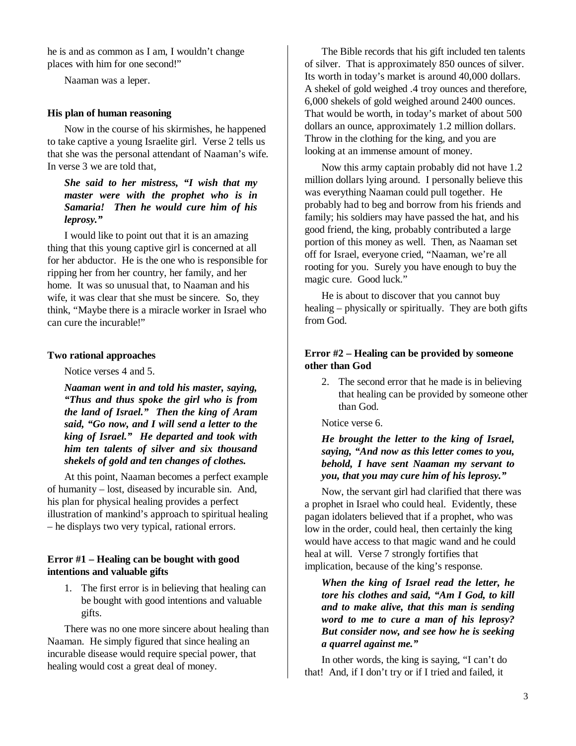he is and as common as I am, I wouldn't change places with him for one second!"

Naaman was a leper.

#### His plan of human reasoning

Now in the course of his skirmishes, he happened to take captive a young Israelite girl. Verse 2 tells us that she was the personal attendant of Naaman's wife. In verse 3 we are told that,

> ***She said to her mistress, "I wish that my master were with the prophet who is in Samaria! Then he would cure him of his leprosy."***

I would like to point out that it is an amazing thing that this young captive girl is concerned at all for her abductor. He is the one who is responsible for ripping her from her country, her family, and her home. It was so unusual that, to Naaman and his wife, it was clear that she must be sincere. So, they think, "Maybe there is a miracle worker in Israel who can cure the incurable!"

#### Two rational approaches

Notice verses 4 and 5.

> ***Naaman went in and told his master, saying, "Thus and thus spoke the girl who is from the land of Israel." Then the king of Aram said, "Go now, and I will send a letter to the king of Israel." He departed and took with him ten talents of silver and six thousand shekels of gold and ten changes of clothes.***

At this point, Naaman becomes a perfect example of humanity – lost, diseased by incurable sin. And, his plan for physical healing provides a perfect illustration of mankind's approach to spiritual healing – he displays two very typical, rational errors.

#### Error #1 – Healing can be bought with good intentions and valuable gifts

1. The first error is in believing that healing can be bought with good intentions and valuable gifts.

There was no one more sincere about healing than Naaman. He simply figured that since healing an incurable disease would require special power, that healing would cost a great deal of money.

The Bible records that his gift included ten talents of silver. That is approximately 850 ounces of silver. Its worth in today's market is around 40,000 dollars. A shekel of gold weighed .4 troy ounces and therefore, 6,000 shekels of gold weighed around 2400 ounces. That would be worth, in today's market of about 500 dollars an ounce, approximately 1.2 million dollars. Throw in the clothing for the king, and you are looking at an immense amount of money.

Now this army captain probably did not have 1.2 million dollars lying around. I personally believe this was everything Naaman could pull together. He probably had to beg and borrow from his friends and family; his soldiers may have passed the hat, and his good friend, the king, probably contributed a large portion of this money as well. Then, as Naaman set off for Israel, everyone cried, "Naaman, we're all rooting for you. Surely you have enough to buy the magic cure. Good luck."

He is about to discover that you cannot buy healing – physically or spiritually. They are both gifts from God.

#### Error #2 – Healing can be provided by someone other than God

2. The second error that he made is in believing that healing can be provided by someone other than God.

Notice verse 6.

> ***He brought the letter to the king of Israel, saying, "And now as this letter comes to you, behold, I have sent Naaman my servant to you, that you may cure him of his leprosy."***

Now, the servant girl had clarified that there was a prophet in Israel who could heal. Evidently, these pagan idolaters believed that if a prophet, who was low in the order, could heal, then certainly the king would have access to that magic wand and he could heal at will. Verse 7 strongly fortifies that implication, because of the king's response.

> ***When the king of Israel read the letter, he tore his clothes and said, "Am I God, to kill and to make alive, that this man is sending word to me to cure a man of his leprosy? But consider now, and see how he is seeking a quarrel against me."***

In other words, the king is saying, "I can't do that! And, if I don't try or if I tried and failed, it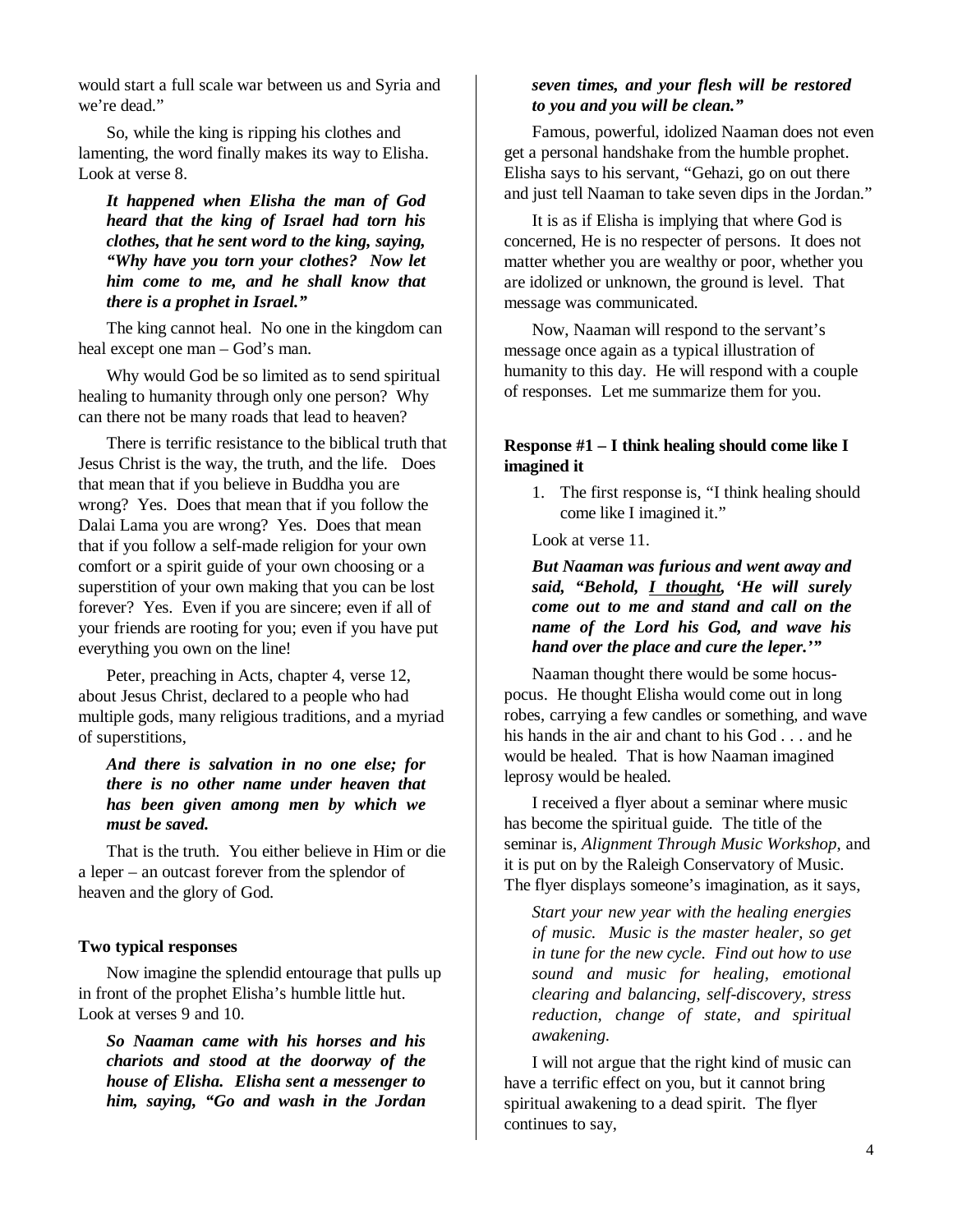would start a full scale war between us and Syria and we're dead."

So, while the king is ripping his clothes and lamenting, the word finally makes its way to Elisha. Look at verse 8.

> ***It happened when Elisha the man of God heard that the king of Israel had torn his clothes, that he sent word to the king, saying, "Why have you torn your clothes? Now let him come to me, and he shall know that there is a prophet in Israel."***

The king cannot heal. No one in the kingdom can heal except one man – God's man.

Why would God be so limited as to send spiritual healing to humanity through only one person? Why can there not be many roads that lead to heaven?

There is terrific resistance to the biblical truth that Jesus Christ is the way, the truth, and the life. Does that mean that if you believe in Buddha you are wrong? Yes. Does that mean that if you follow the Dalai Lama you are wrong? Yes. Does that mean that if you follow a self-made religion for your own comfort or a spirit guide of your own choosing or a superstition of your own making that you can be lost forever? Yes. Even if you are sincere; even if all of your friends are rooting for you; even if you have put everything you own on the line!

Peter, preaching in Acts, chapter 4, verse 12, about Jesus Christ, declared to a people who had multiple gods, many religious traditions, and a myriad of superstitions,

> ***And there is salvation in no one else; for there is no other name under heaven that has been given among men by which we must be saved.***

That is the truth. You either believe in Him or die a leper – an outcast forever from the splendor of heaven and the glory of God.

### Two typical responses

Now imagine the splendid entourage that pulls up in front of the prophet Elisha's humble little hut. Look at verses 9 and 10.

> ***So Naaman came with his horses and his chariots and stood at the doorway of the house of Elisha. Elisha sent a messenger to him, saying, "Go and wash in the Jordan seven times, and your flesh will be restored to you and you will be clean."***

Famous, powerful, idolized Naaman does not even get a personal handshake from the humble prophet. Elisha says to his servant, "Gehazi, go on out there and just tell Naaman to take seven dips in the Jordan."

It is as if Elisha is implying that where God is concerned, He is no respecter of persons. It does not matter whether you are wealthy or poor, whether you are idolized or unknown, the ground is level. That message was communicated.

Now, Naaman will respond to the servant's message once again as a typical illustration of humanity to this day. He will respond with a couple of responses. Let me summarize them for you.

### Response #1 – I think healing should come like I imagined it

1. The first response is, "I think healing should come like I imagined it."

Look at verse 11.

> ***But Naaman was furious and went away and said, "Behold, <u>I thought</u>, 'He will surely come out to me and stand and call on the name of the Lord his God, and wave his hand over the place and cure the leper.'"***

Naaman thought there would be some hocus-pocus. He thought Elisha would come out in long robes, carrying a few candles or something, and wave his hands in the air and chant to his God . . . and he would be healed. That is how Naaman imagined leprosy would be healed.

I received a flyer about a seminar where music has become the spiritual guide. The title of the seminar is, *Alignment Through Music Workshop*, and it is put on by the Raleigh Conservatory of Music. The flyer displays someone's imagination, as it says,

> *Start your new year with the healing energies of music. Music is the master healer, so get in tune for the new cycle. Find out how to use sound and music for healing, emotional clearing and balancing, self-discovery, stress reduction, change of state, and spiritual awakening.*

I will not argue that the right kind of music can have a terrific effect on you, but it cannot bring spiritual awakening to a dead spirit. The flyer continues to say,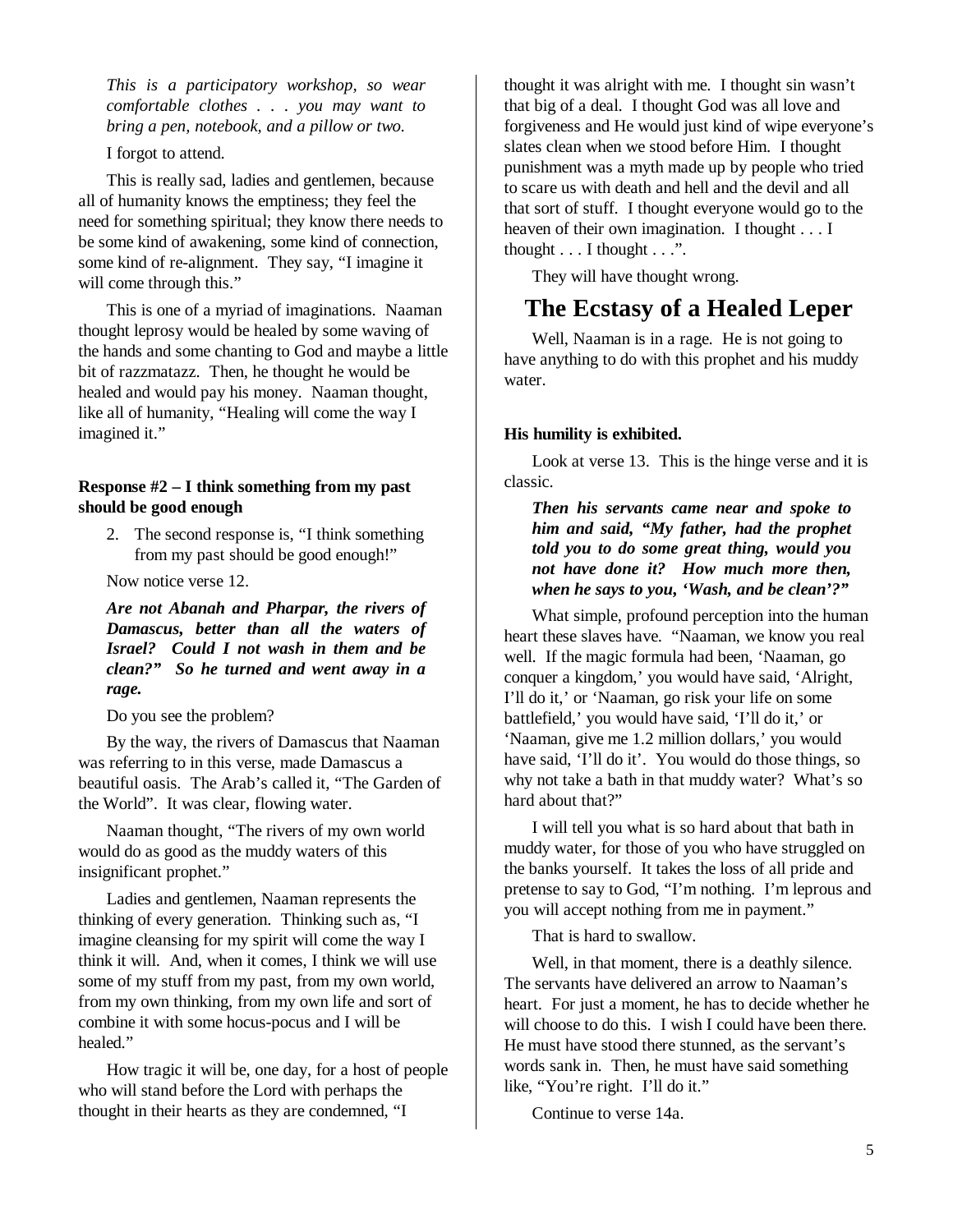*This is a participatory workshop, so wear comfortable clothes . . . you may want to bring a pen, notebook, and a pillow or two.*

I forgot to attend.

This is really sad, ladies and gentlemen, because all of humanity knows the emptiness; they feel the need for something spiritual; they know there needs to be some kind of awakening, some kind of connection, some kind of re-alignment. They say, "I imagine it will come through this."

This is one of a myriad of imaginations. Naaman thought leprosy would be healed by some waving of the hands and some chanting to God and maybe a little bit of razzmatazz. Then, he thought he would be healed and would pay his money. Naaman thought, like all of humanity, "Healing will come the way I imagined it."

**Response #2 – I think something from my past should be good enough**

2. The second response is, "I think something from my past should be good enough!"

Now notice verse 12.

***Are not Abanah and Pharpar, the rivers of Damascus, better than all the waters of Israel? Could I not wash in them and be clean?" So he turned and went away in a rage.***

Do you see the problem?

By the way, the rivers of Damascus that Naaman was referring to in this verse, made Damascus a beautiful oasis. The Arab's called it, "The Garden of the World". It was clear, flowing water.

Naaman thought, "The rivers of my own world would do as good as the muddy waters of this insignificant prophet."

Ladies and gentlemen, Naaman represents the thinking of every generation. Thinking such as, "I imagine cleansing for my spirit will come the way I think it will. And, when it comes, I think we will use some of my stuff from my past, from my own world, from my own thinking, from my own life and sort of combine it with some hocus-pocus and I will be healed."

How tragic it will be, one day, for a host of people who will stand before the Lord with perhaps the thought in their hearts as they are condemned, "I thought it was alright with me. I thought sin wasn't that big of a deal. I thought God was all love and forgiveness and He would just kind of wipe everyone's slates clean when we stood before Him. I thought punishment was a myth made up by people who tried to scare us with death and hell and the devil and all that sort of stuff. I thought everyone would go to the heaven of their own imagination. I thought . . . I thought . . . I thought . . .".

They will have thought wrong.

## The Ecstasy of a Healed Leper

Well, Naaman is in a rage. He is not going to have anything to do with this prophet and his muddy water.

**His humility is exhibited.**

Look at verse 13. This is the hinge verse and it is classic.

***Then his servants came near and spoke to him and said, "My father, had the prophet told you to do some great thing, would you not have done it? How much more then, when he says to you, 'Wash, and be clean'?"***

What simple, profound perception into the human heart these slaves have. "Naaman, we know you real well. If the magic formula had been, 'Naaman, go conquer a kingdom,' you would have said, 'Alright, I'll do it,' or 'Naaman, go risk your life on some battlefield,' you would have said, 'I'll do it,' or 'Naaman, give me 1.2 million dollars,' you would have said, 'I'll do it'. You would do those things, so why not take a bath in that muddy water? What's so hard about that?"

I will tell you what is so hard about that bath in muddy water, for those of you who have struggled on the banks yourself. It takes the loss of all pride and pretense to say to God, "I'm nothing. I'm leprous and you will accept nothing from me in payment."

That is hard to swallow.

Well, in that moment, there is a deathly silence. The servants have delivered an arrow to Naaman's heart. For just a moment, he has to decide whether he will choose to do this. I wish I could have been there. He must have stood there stunned, as the servant's words sank in. Then, he must have said something like, "You're right. I'll do it."

Continue to verse 14a.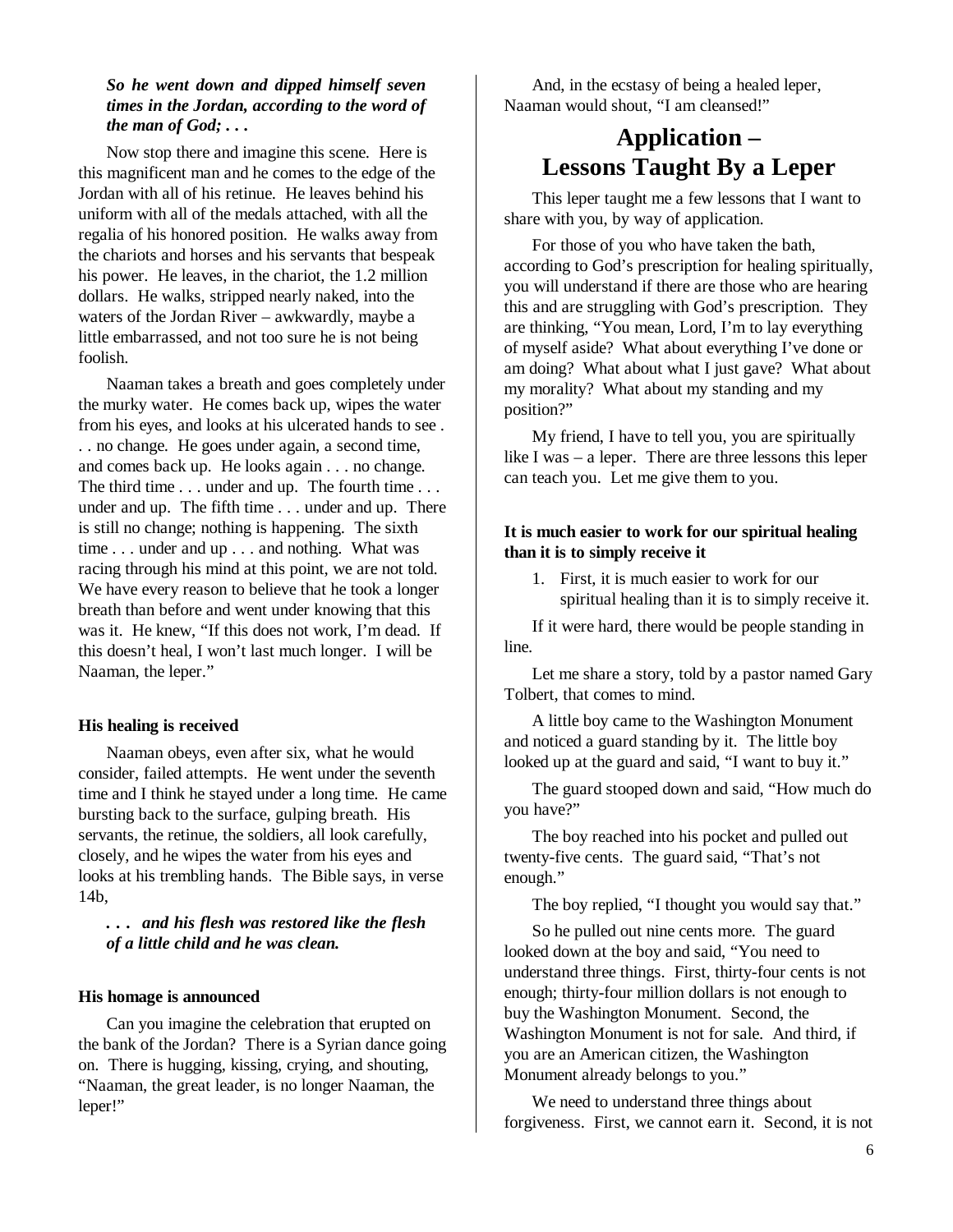***So he went down and dipped himself seven times in the Jordan, according to the word of the man of God; . . .***

Now stop there and imagine this scene. Here is this magnificent man and he comes to the edge of the Jordan with all of his retinue. He leaves behind his uniform with all of the medals attached, with all the regalia of his honored position. He walks away from the chariots and horses and his servants that bespeak his power. He leaves, in the chariot, the 1.2 million dollars. He walks, stripped nearly naked, into the waters of the Jordan River – awkwardly, maybe a little embarrassed, and not too sure he is not being foolish.

Naaman takes a breath and goes completely under the murky water. He comes back up, wipes the water from his eyes, and looks at his ulcerated hands to see . . . no change. He goes under again, a second time, and comes back up. He looks again . . . no change. The third time . . . under and up. The fourth time . . . under and up. The fifth time . . . under and up. There is still no change; nothing is happening. The sixth time . . . under and up . . . and nothing. What was racing through his mind at this point, we are not told. We have every reason to believe that he took a longer breath than before and went under knowing that this was it. He knew, "If this does not work, I'm dead. If this doesn't heal, I won't last much longer. I will be Naaman, the leper."

**His healing is received**

Naaman obeys, even after six, what he would consider, failed attempts. He went under the seventh time and I think he stayed under a long time. He came bursting back to the surface, gulping breath. His servants, the retinue, the soldiers, all look carefully, closely, and he wipes the water from his eyes and looks at his trembling hands. The Bible says, in verse 14b,

***. . . and his flesh was restored like the flesh of a little child and he was clean.***

**His homage is announced**

Can you imagine the celebration that erupted on the bank of the Jordan? There is a Syrian dance going on. There is hugging, kissing, crying, and shouting, "Naaman, the great leader, is no longer Naaman, the leper!"

And, in the ecstasy of being a healed leper, Naaman would shout, "I am cleansed!"

# Application – Lessons Taught By a Leper

This leper taught me a few lessons that I want to share with you, by way of application.

For those of you who have taken the bath, according to God's prescription for healing spiritually, you will understand if there are those who are hearing this and are struggling with God's prescription. They are thinking, "You mean, Lord, I'm to lay everything of myself aside? What about everything I've done or am doing? What about what I just gave? What about my morality? What about my standing and my position?"

My friend, I have to tell you, you are spiritually like I was – a leper. There are three lessons this leper can teach you. Let me give them to you.

**It is much easier to work for our spiritual healing than it is to simply receive it**

1. First, it is much easier to work for our spiritual healing than it is to simply receive it.

If it were hard, there would be people standing in line.

Let me share a story, told by a pastor named Gary Tolbert, that comes to mind.

A little boy came to the Washington Monument and noticed a guard standing by it. The little boy looked up at the guard and said, "I want to buy it."

The guard stooped down and said, "How much do you have?"

The boy reached into his pocket and pulled out twenty-five cents. The guard said, "That's not enough."

The boy replied, "I thought you would say that."

So he pulled out nine cents more. The guard looked down at the boy and said, "You need to understand three things. First, thirty-four cents is not enough; thirty-four million dollars is not enough to buy the Washington Monument. Second, the Washington Monument is not for sale. And third, if you are an American citizen, the Washington Monument already belongs to you."

We need to understand three things about forgiveness. First, we cannot earn it. Second, it is not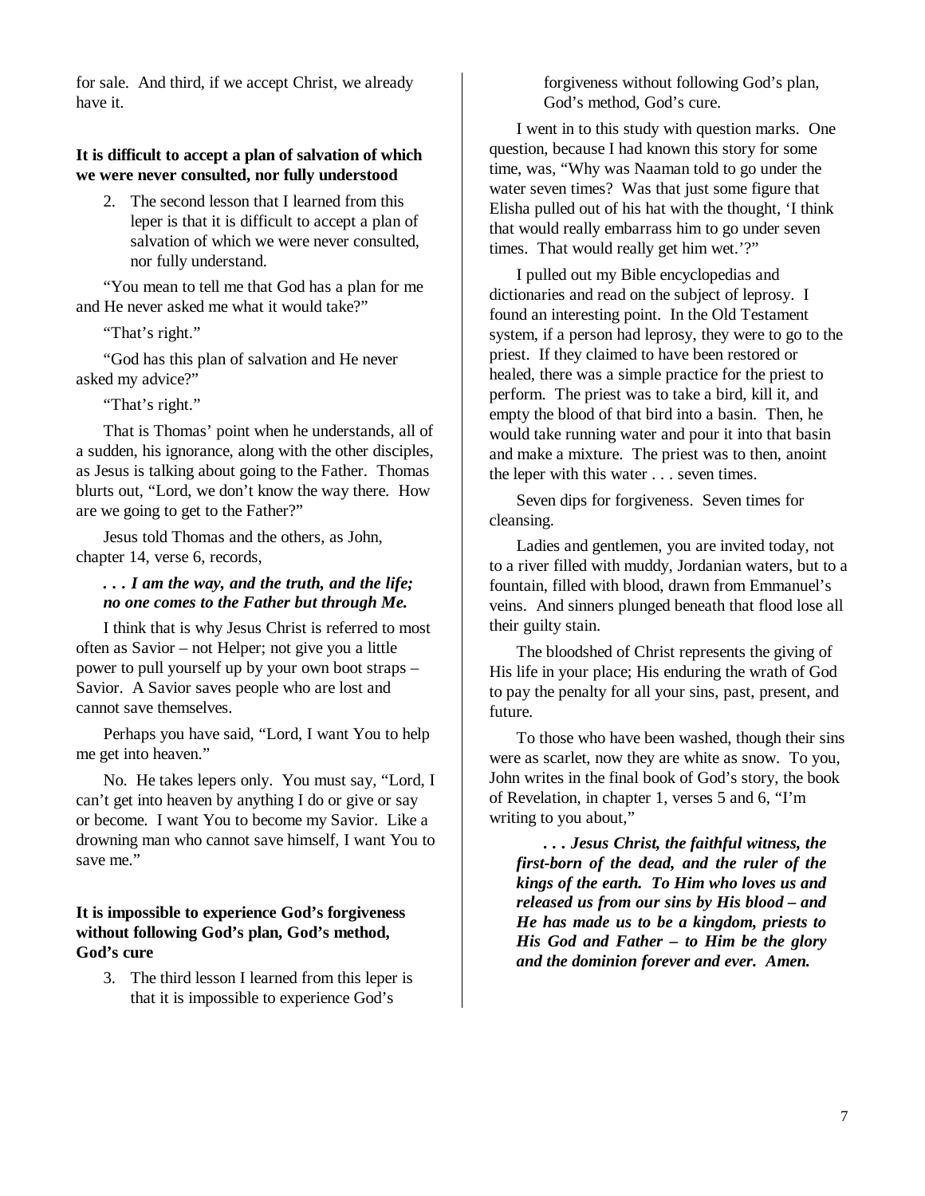for sale. And third, if we accept Christ, we already have it.

**It is difficult to accept a plan of salvation of which we were never consulted, nor fully understood**

2. The second lesson that I learned from this leper is that it is difficult to accept a plan of salvation of which we were never consulted, nor fully understand.

"You mean to tell me that God has a plan for me and He never asked me what it would take?"

"That's right."

"God has this plan of salvation and He never asked my advice?"

"That's right."

That is Thomas' point when he understands, all of a sudden, his ignorance, along with the other disciples, as Jesus is talking about going to the Father. Thomas blurts out, "Lord, we don't know the way there. How are we going to get to the Father?"

Jesus told Thomas and the others, as John, chapter 14, verse 6, records,

> ***. . . I am the way, and the truth, and the life; no one comes to the Father but through Me.***

I think that is why Jesus Christ is referred to most often as Savior – not Helper; not give you a little power to pull yourself up by your own boot straps – Savior. A Savior saves people who are lost and cannot save themselves.

Perhaps you have said, "Lord, I want You to help me get into heaven."

No. He takes lepers only. You must say, "Lord, I can't get into heaven by anything I do or give or say or become. I want You to become my Savior. Like a drowning man who cannot save himself, I want You to save me."

**It is impossible to experience God's forgiveness without following God's plan, God's method, God's cure**

3. The third lesson I learned from this leper is that it is impossible to experience God's forgiveness without following God's plan, God's method, God's cure.

I went in to this study with question marks. One question, because I had known this story for some time, was, "Why was Naaman told to go under the water seven times? Was that just some figure that Elisha pulled out of his hat with the thought, 'I think that would really embarrass him to go under seven times. That would really get him wet.'?"

I pulled out my Bible encyclopedias and dictionaries and read on the subject of leprosy. I found an interesting point. In the Old Testament system, if a person had leprosy, they were to go to the priest. If they claimed to have been restored or healed, there was a simple practice for the priest to perform. The priest was to take a bird, kill it, and empty the blood of that bird into a basin. Then, he would take running water and pour it into that basin and make a mixture. The priest was to then, anoint the leper with this water . . . seven times.

Seven dips for forgiveness. Seven times for cleansing.

Ladies and gentlemen, you are invited today, not to a river filled with muddy, Jordanian waters, but to a fountain, filled with blood, drawn from Emmanuel's veins. And sinners plunged beneath that flood lose all their guilty stain.

The bloodshed of Christ represents the giving of His life in your place; His enduring the wrath of God to pay the penalty for all your sins, past, present, and future.

To those who have been washed, though their sins were as scarlet, now they are white as snow. To you, John writes in the final book of God's story, the book of Revelation, in chapter 1, verses 5 and 6, "I'm writing to you about,"

> ***. . . Jesus Christ, the faithful witness, the first-born of the dead, and the ruler of the kings of the earth. To Him who loves us and released us from our sins by His blood – and He has made us to be a kingdom, priests to His God and Father – to Him be the glory and the dominion forever and ever. Amen.***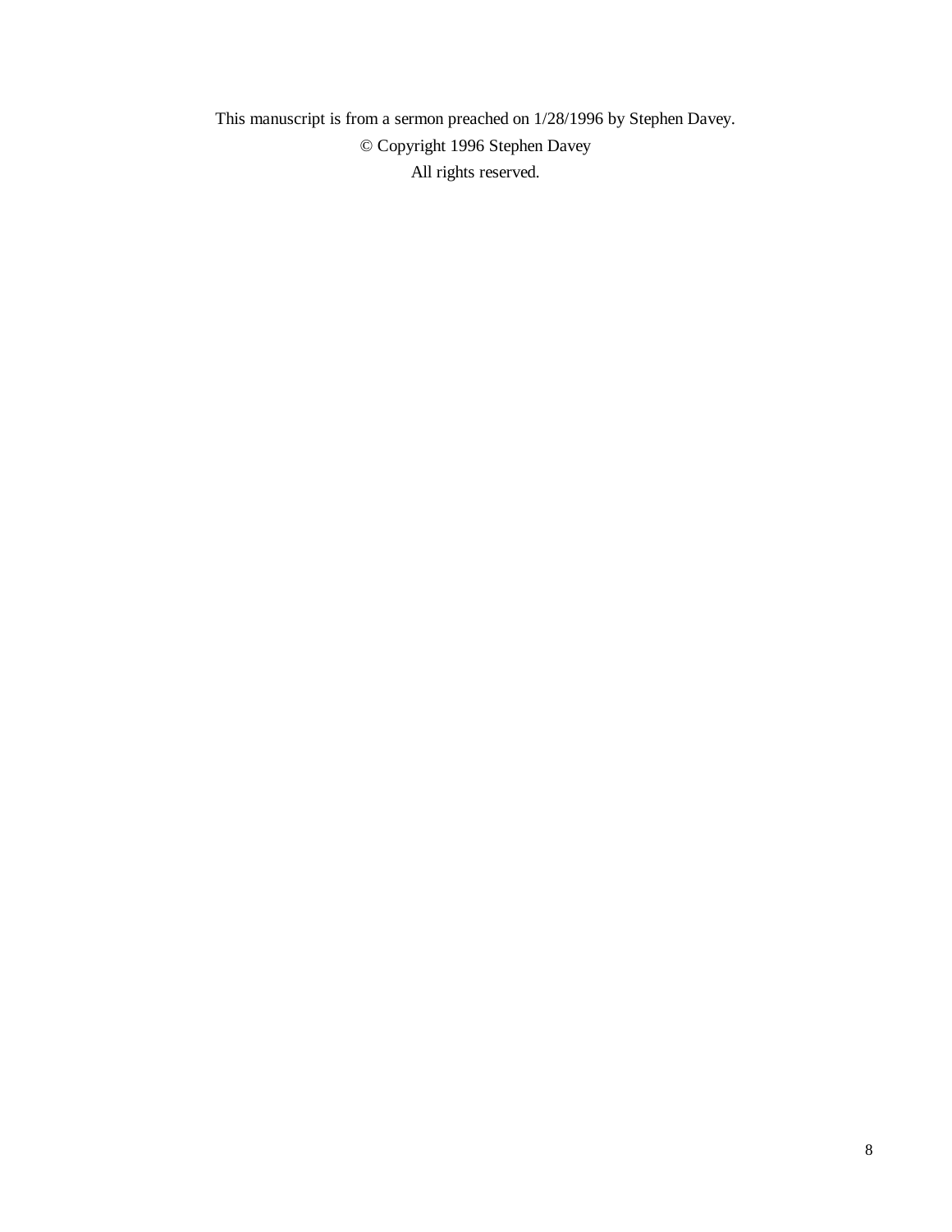This manuscript is from a sermon preached on 1/28/1996 by Stephen Davey.

© Copyright 1996 Stephen Davey

All rights reserved.